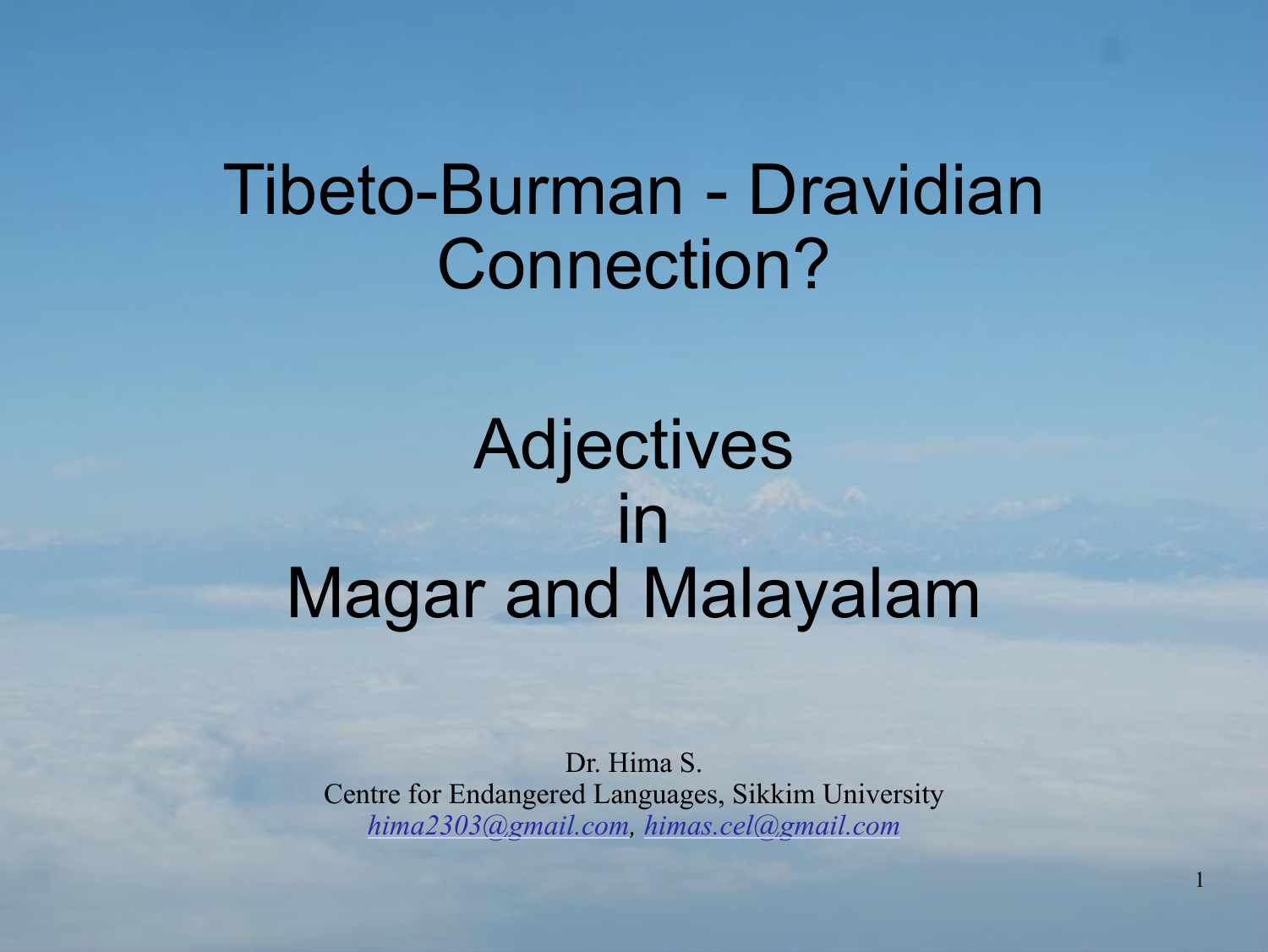# Tibeto-Burman - Dravidian Connection?

## Adjectives in Magar and Malayalam

Dr. Hima S.
Centre for Endangered Languages, Sikkim University
*hima2303@gmail.com*, *himas.cel@gmail.com*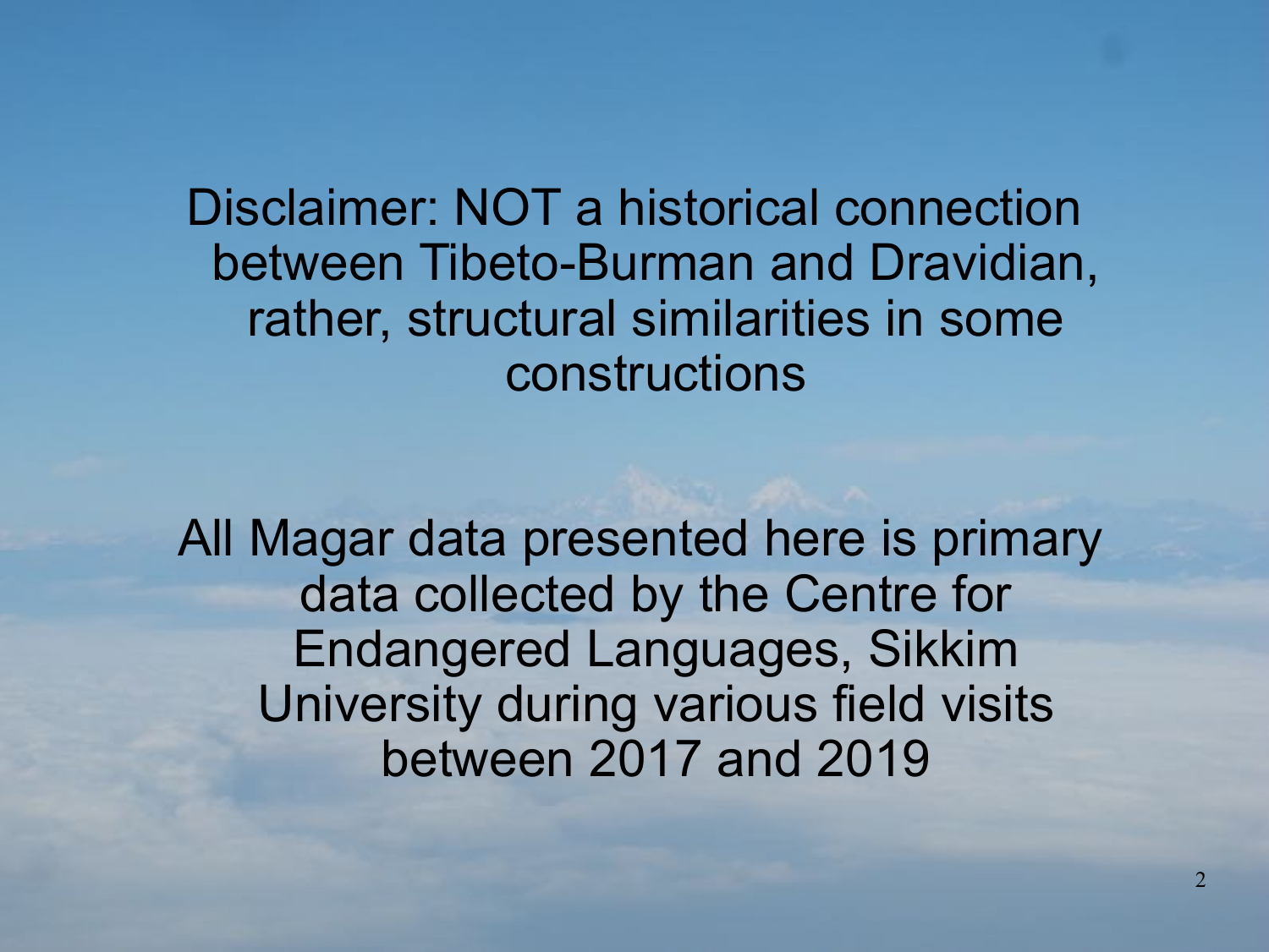Disclaimer: NOT a historical connection between Tibeto-Burman and Dravidian, rather, structural similarities in some constructions

All Magar data presented here is primary data collected by the Centre for Endangered Languages, Sikkim University during various field visits between 2017 and 2019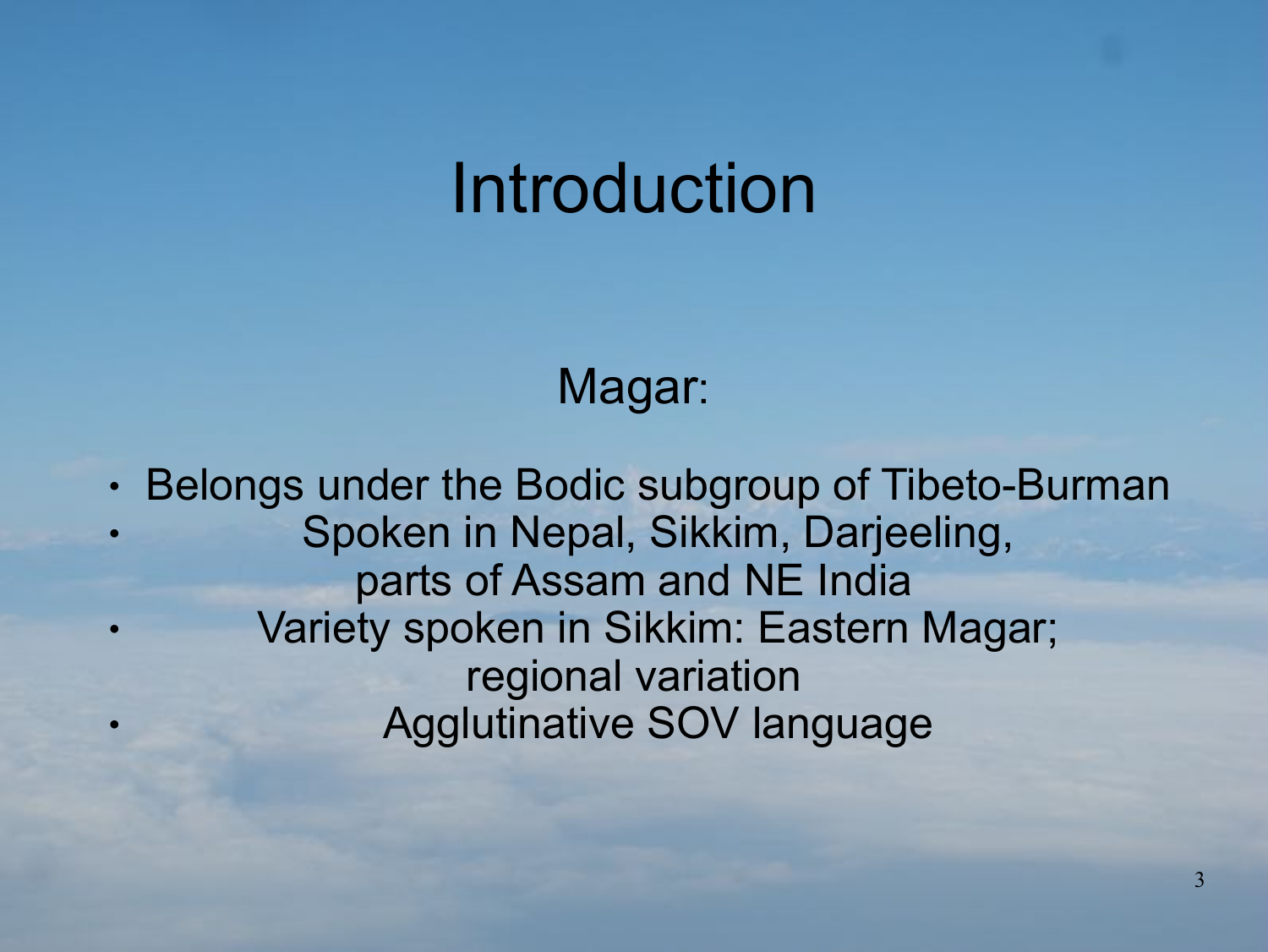# Introduction

## Magar:

- Belongs under the Bodic subgroup of Tibeto-Burman
- Spoken in Nepal, Sikkim, Darjeeling, parts of Assam and NE India
- Variety spoken in Sikkim: Eastern Magar; regional variation
- Agglutinative SOV language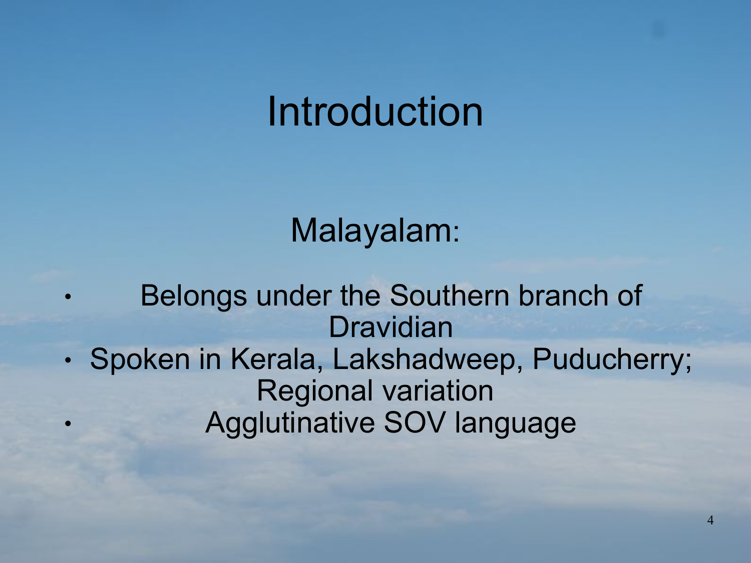# Introduction

Malayalam:

- Belongs under the Southern branch of Dravidian
- Spoken in Kerala, Lakshadweep, Puducherry; Regional variation
- Agglutinative SOV language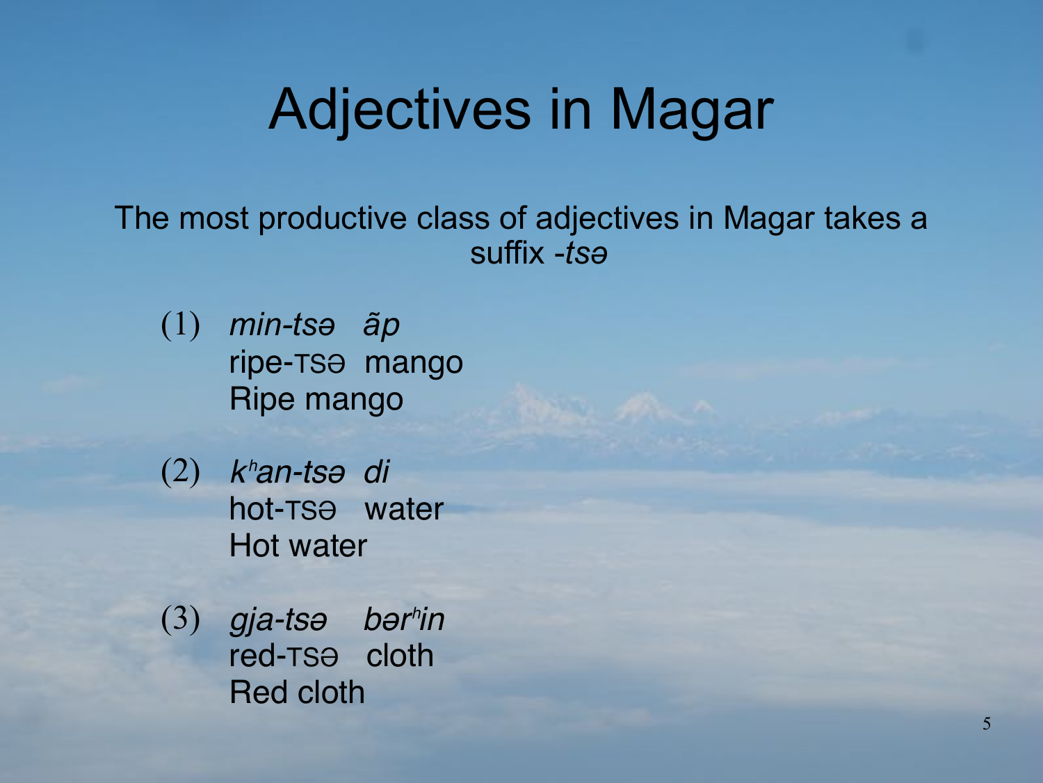# Adjectives in Magar

The most productive class of adjectives in Magar takes a suffix -*tsə*

(1) *min-tsə ãp*
ripe-TSƏ mango
Ripe mango

(2) *kʰan-tsə di*
hot-TSƏ water
Hot water

(3) *gja-tsə bərʰin*
red-TSƏ cloth
Red cloth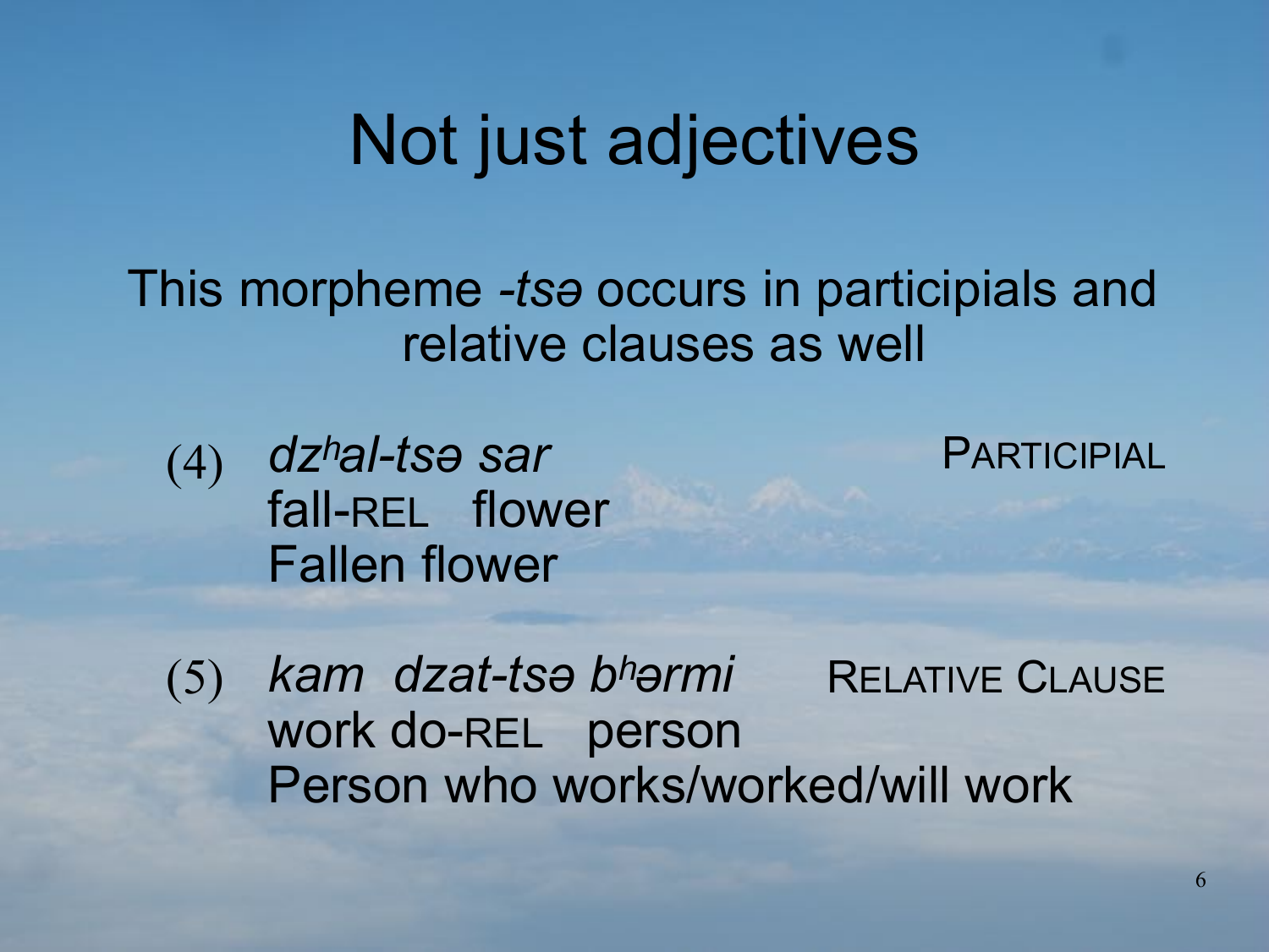# Not just adjectives

This morpheme *-tsə* occurs in participials and relative clauses as well

(4) *dz^h^al-tsə sar* PARTICIPIAL
fall-REL flower
Fallen flower

(5) *kam dzat-tsə b^h^ərmi* RELATIVE CLAUSE
work do-REL person
Person who works/worked/will work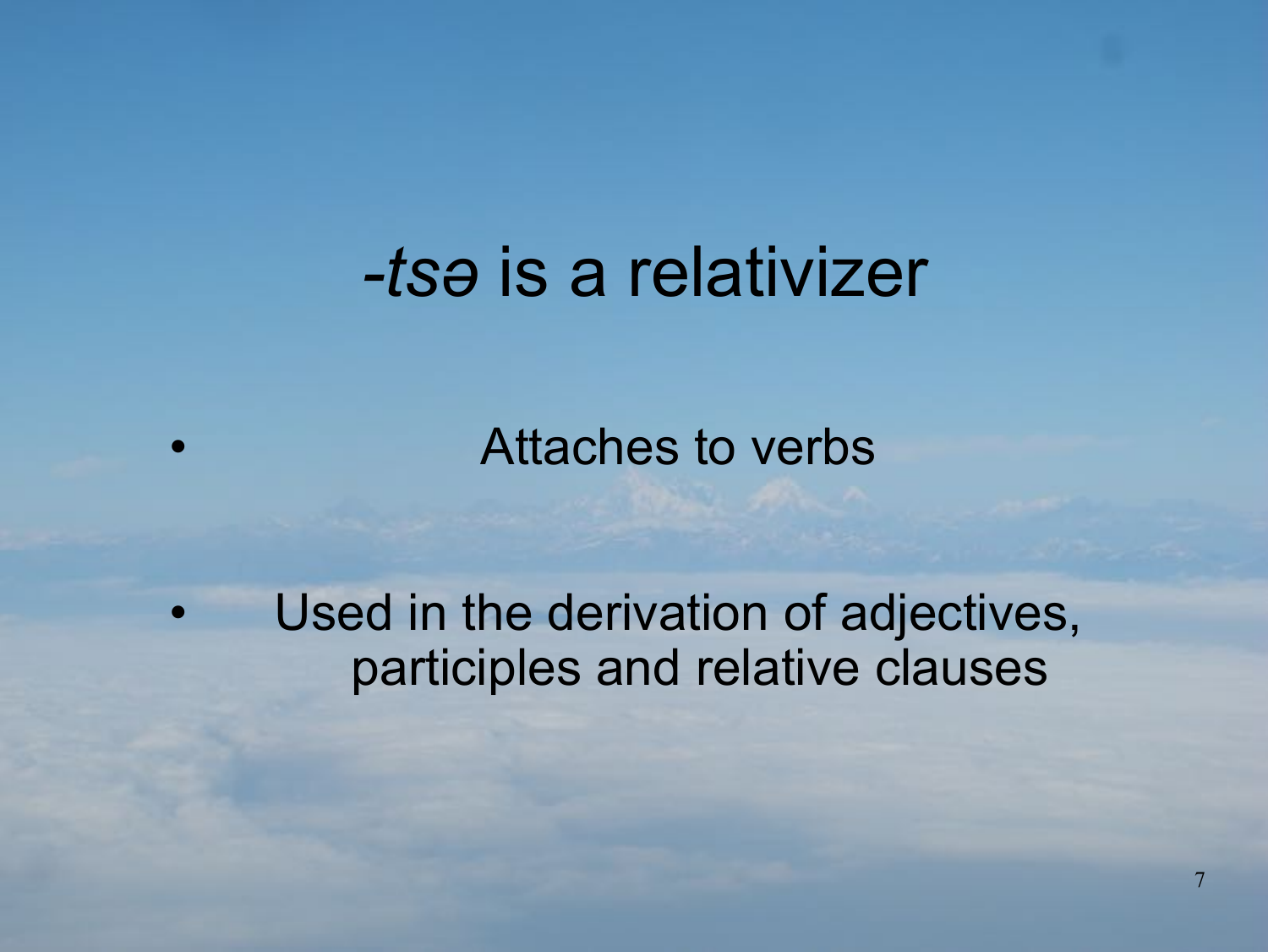# *-tsə* is a relativizer

- Attaches to verbs
- Used in the derivation of adjectives, participles and relative clauses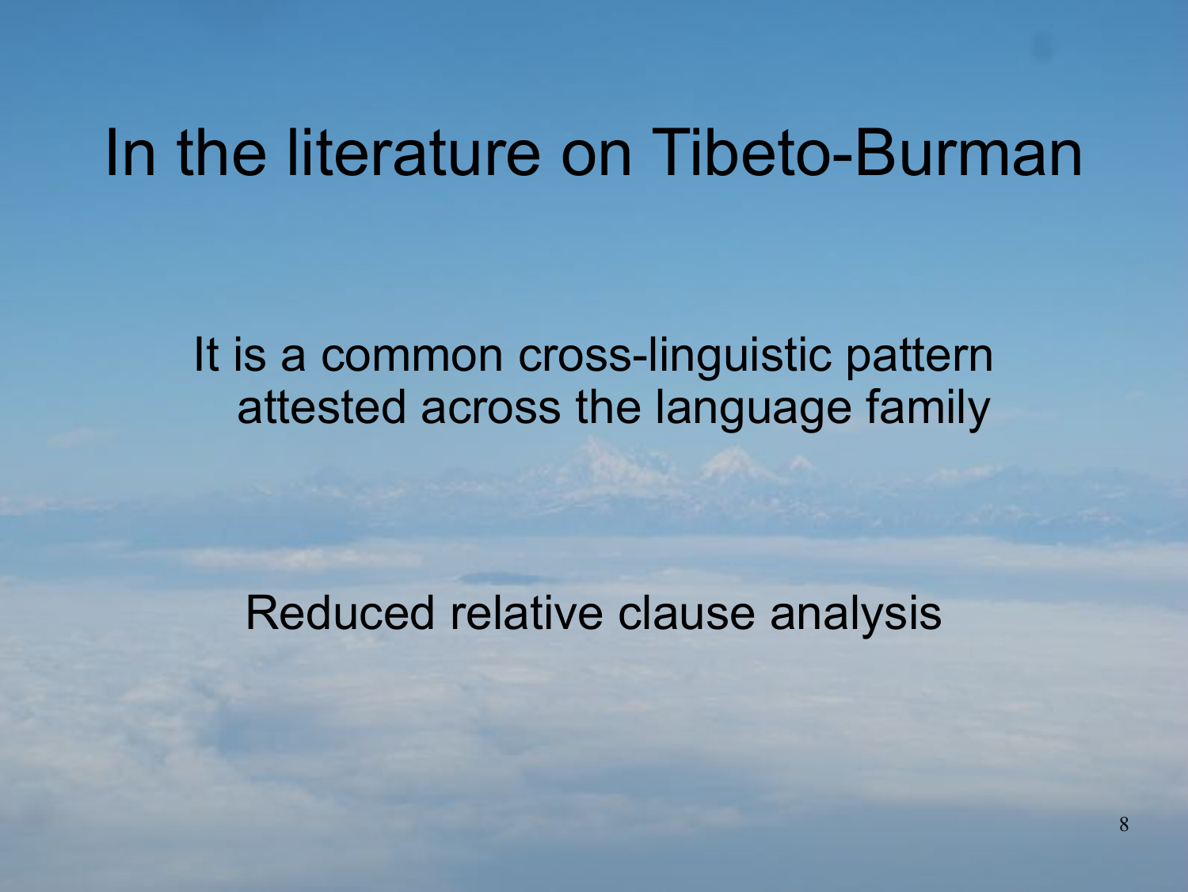# In the literature on Tibeto-Burman

It is a common cross-linguistic pattern attested across the language family

Reduced relative clause analysis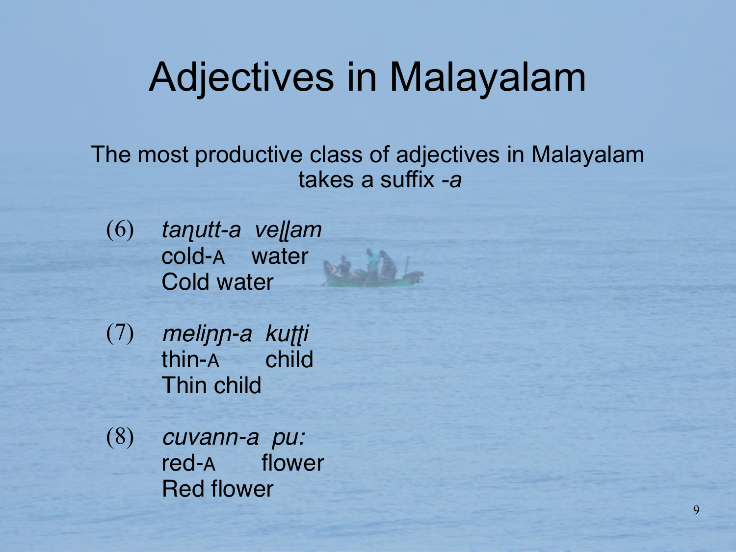# Adjectives in Malayalam

The most productive class of adjectives in Malayalam takes a suffix *-a*

(6) *taɳutt-a veɭɭam*
cold-A water
Cold water

(7) *meliɲɲ-a kuʈʈi*
thin-A child
Thin child

(8) *cuvann-a pu:*
red-A flower
Red flower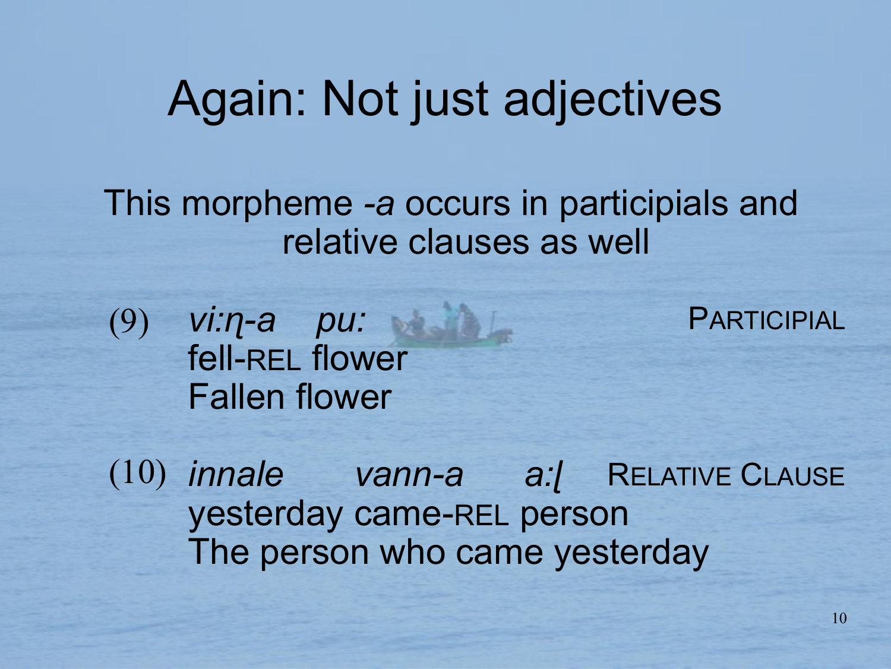# Again: Not just adjectives

This morpheme *-a* occurs in participials and relative clauses as well

(9) *vi:ɳ-a pu:* PARTICIPIAL
fell-REL flower
Fallen flower

(10) *innale vann-a a:ɭ* RELATIVE CLAUSE
yesterday came-REL person
The person who came yesterday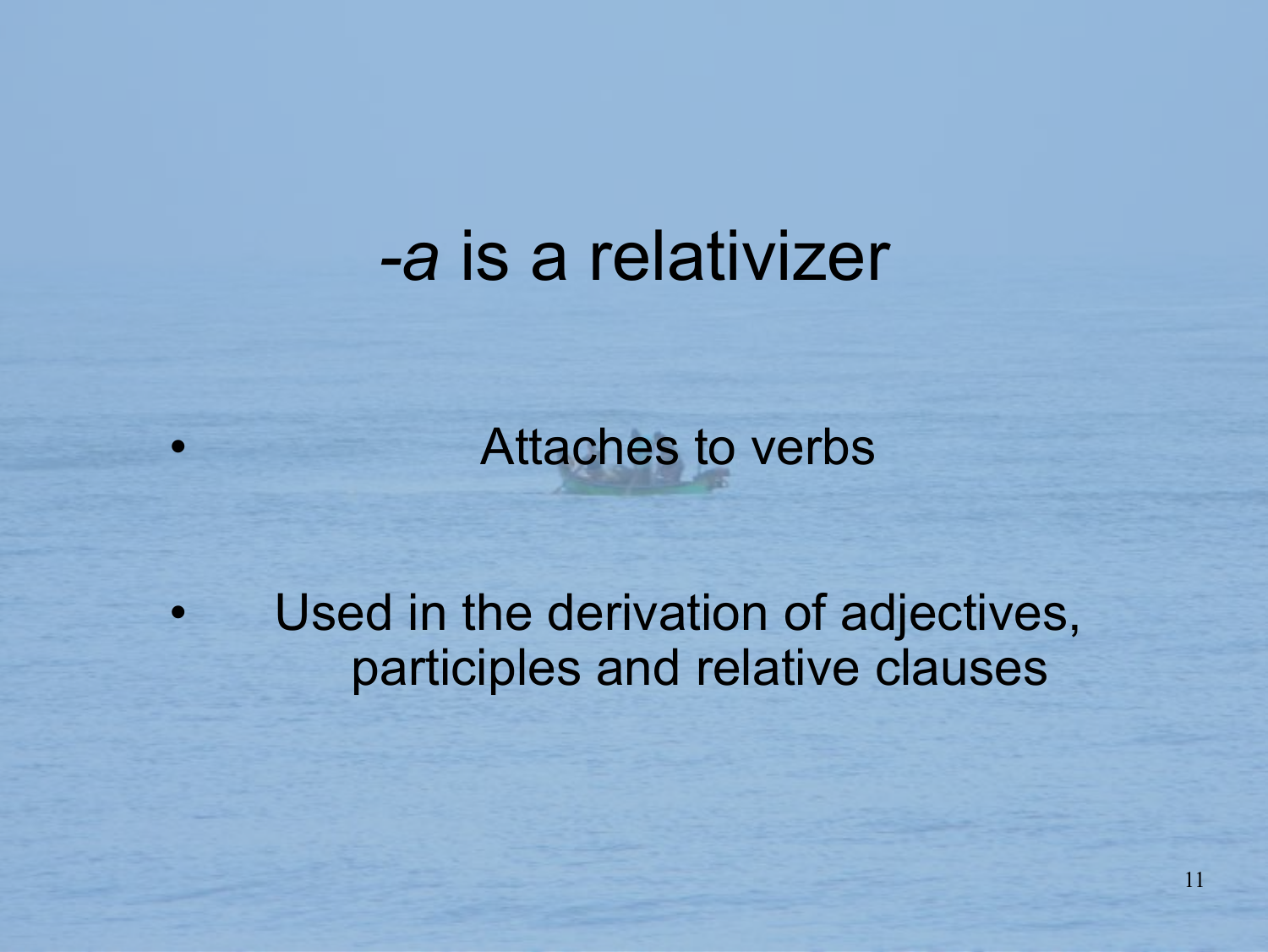# *-a* is a relativizer

- Attaches to verbs
- Used in the derivation of adjectives, participles and relative clauses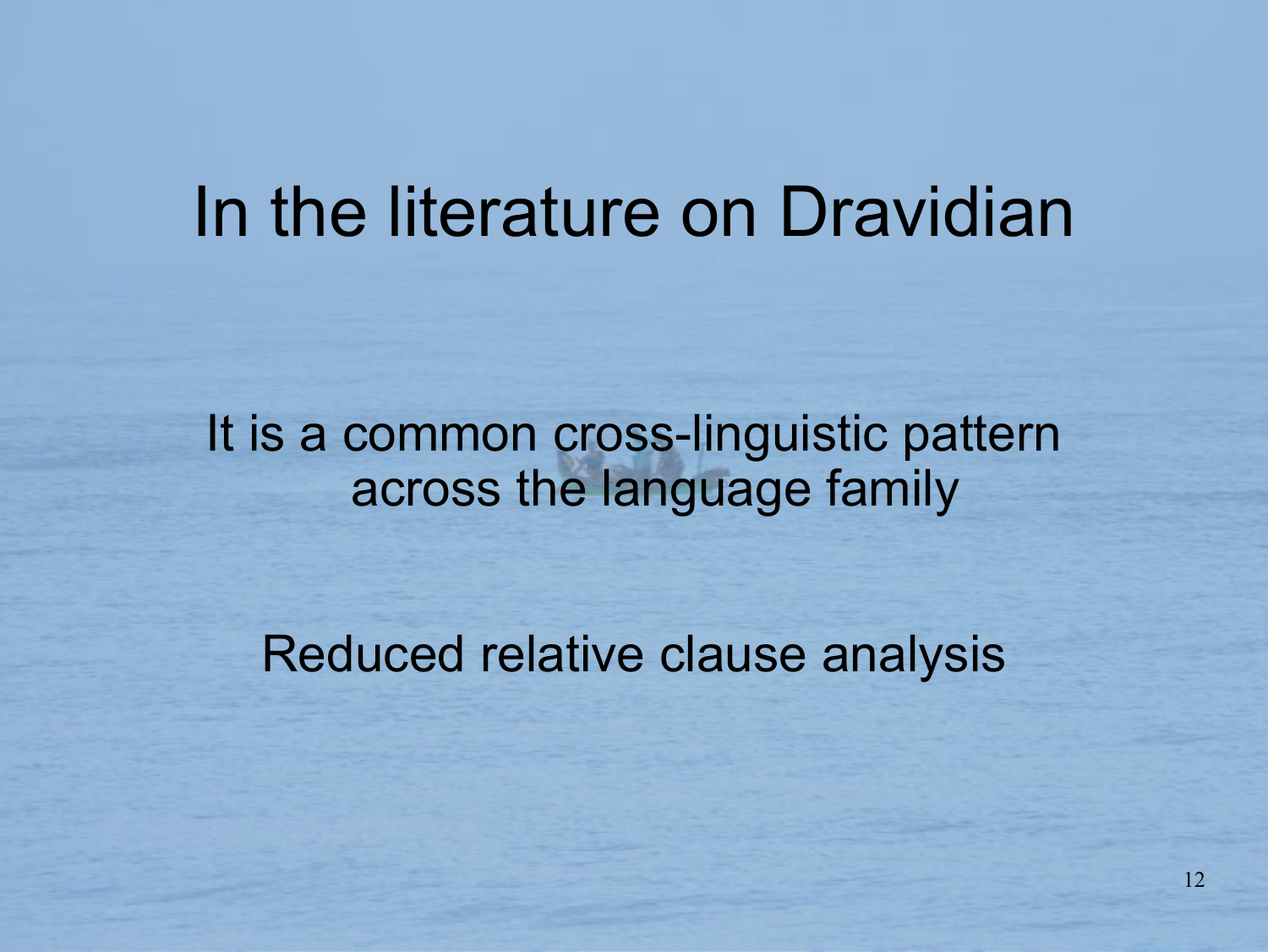# In the literature on Dravidian

It is a common cross-linguistic pattern across the language family

Reduced relative clause analysis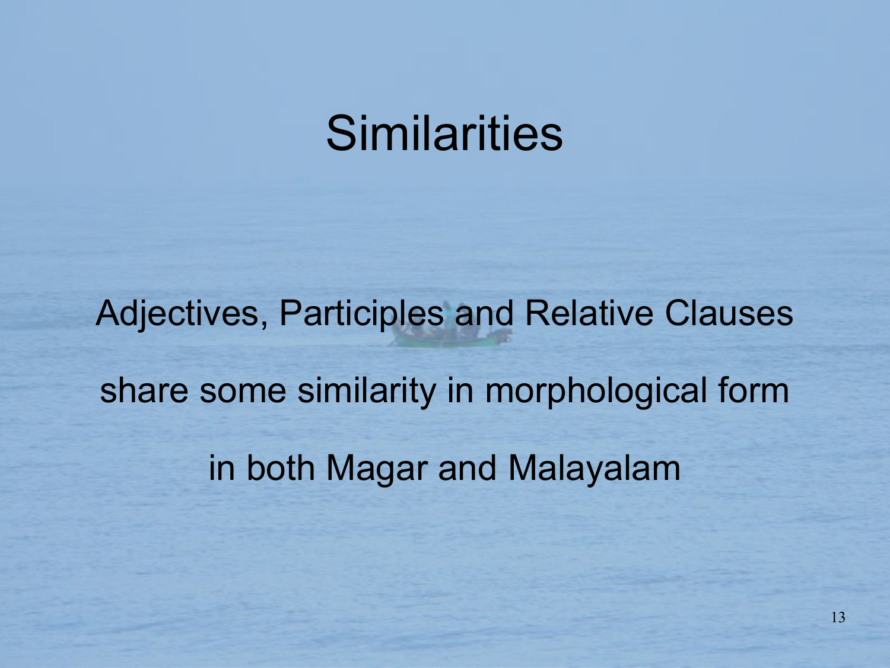# Similarities

Adjectives, Participles and Relative Clauses share some similarity in morphological form in both Magar and Malayalam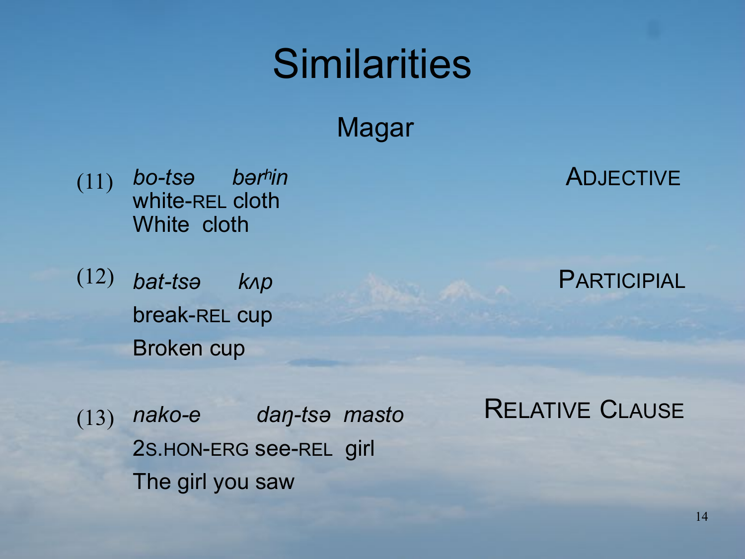# Similarities

## Magar

(11) *bo-tsə bərʰin* — ADJECTIVE
white-REL cloth
White cloth

(12) *bat-tsə kʌp* — PARTICIPIAL
break-REL cup
Broken cup

(13) *nako-e daŋ-tsə masto* — RELATIVE CLAUSE
2S.HON-ERG see-REL girl
The girl you saw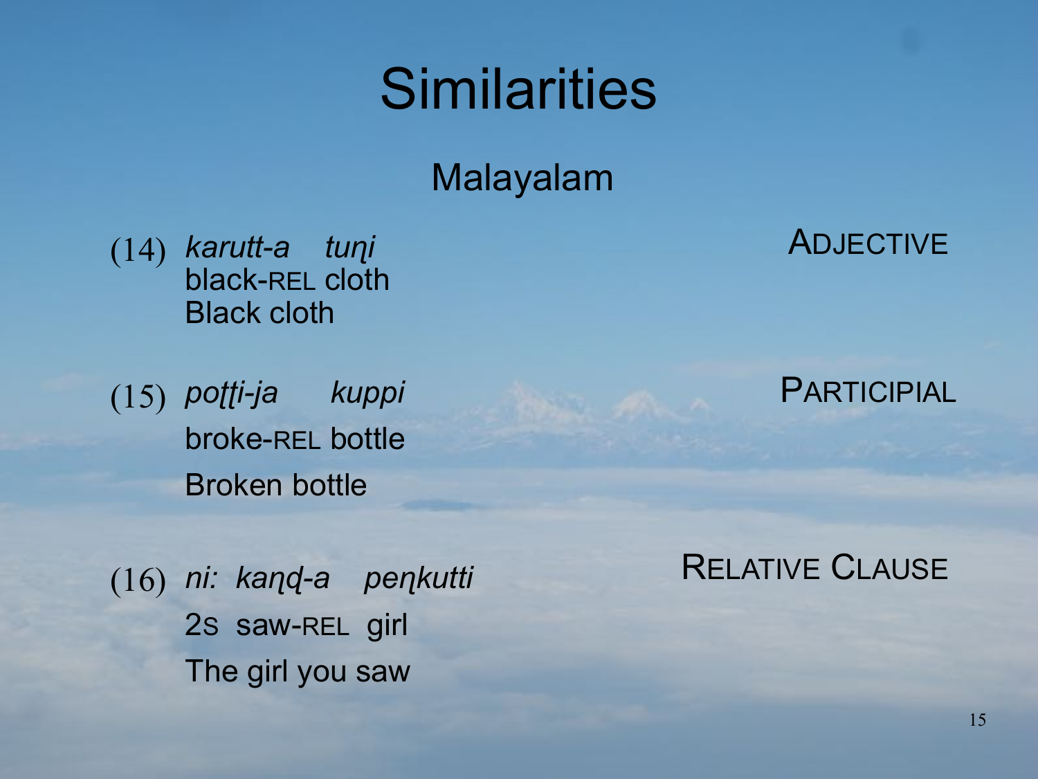# Similarities

## Malayalam

(14) *karutt-a tuɳi* — ADJECTIVE
black-REL cloth
Black cloth

(15) *poʈʈi-ja kuppi* — PARTICIPIAL
broke-REL bottle
Broken bottle

(16) *ni: kaɳɖ-a peɳkutti* — RELATIVE CLAUSE
2S saw-REL girl
The girl you saw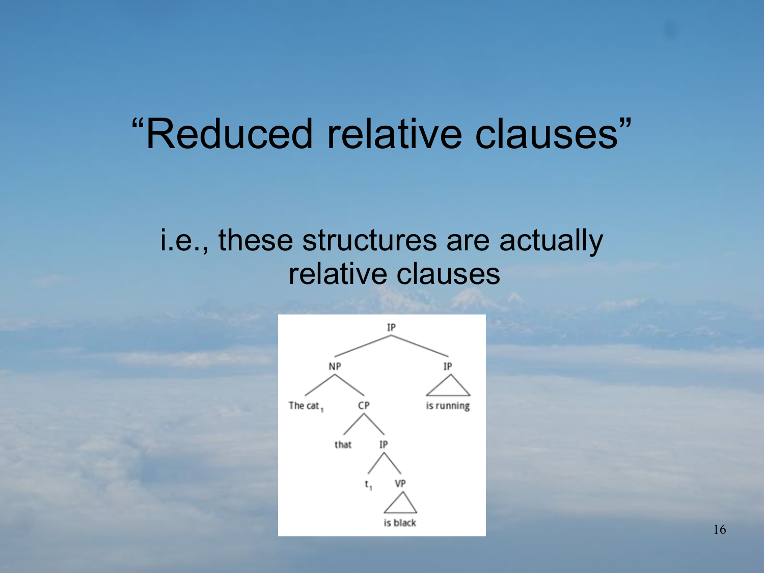# “Reduced relative clauses”

i.e., these structures are actually relative clauses

```
                IP
        ________|________
       NP                IP
    ___|___              /\
 The cat₁   CP       is running
          __|__
       that    IP
             __|__
           t₁     VP
                  /\
               is black
```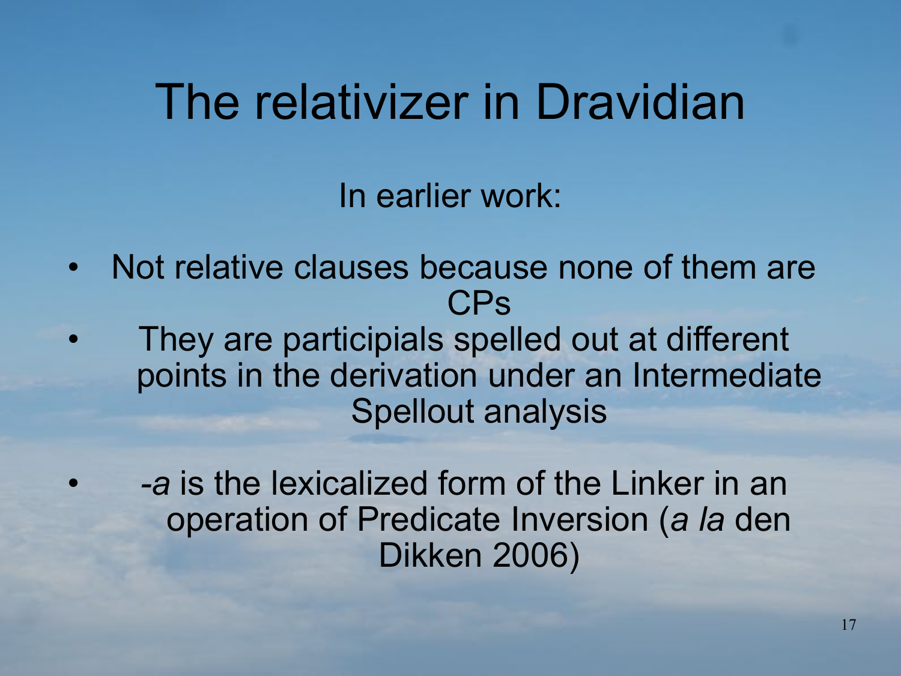# The relativizer in Dravidian

In earlier work:

- Not relative clauses because none of them are CPs
- They are participials spelled out at different points in the derivation under an Intermediate Spellout analysis
- *-a* is the lexicalized form of the Linker in an operation of Predicate Inversion (*a la* den Dikken 2006)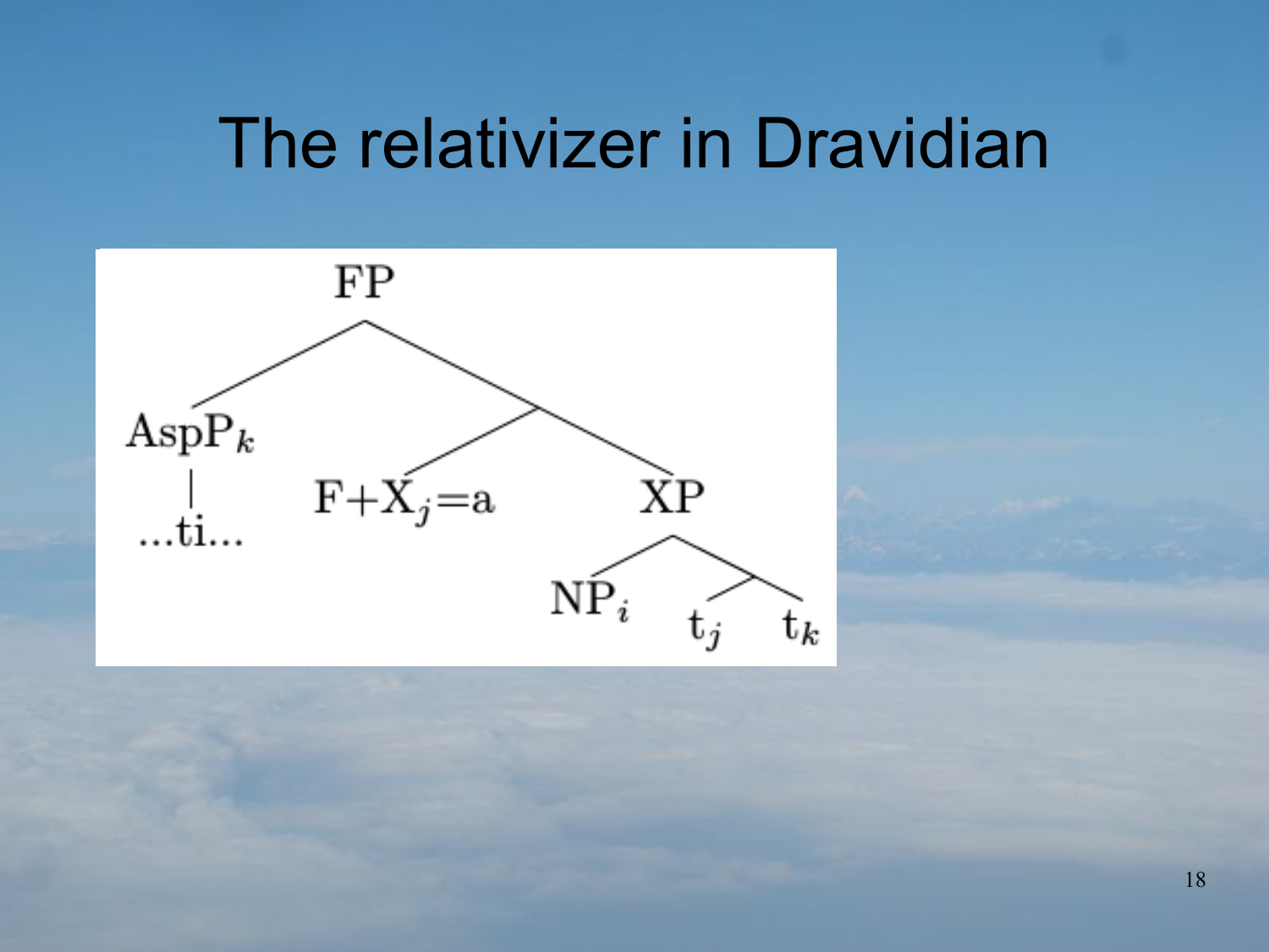# The relativizer in Dravidian

```
              FP
         /          \
     AspP_k          .
       |           /    \
     ...ti...  F+X_j=a   XP
                        /   \
                     NP_i    .
                            /  \
                          t_j   t_k
```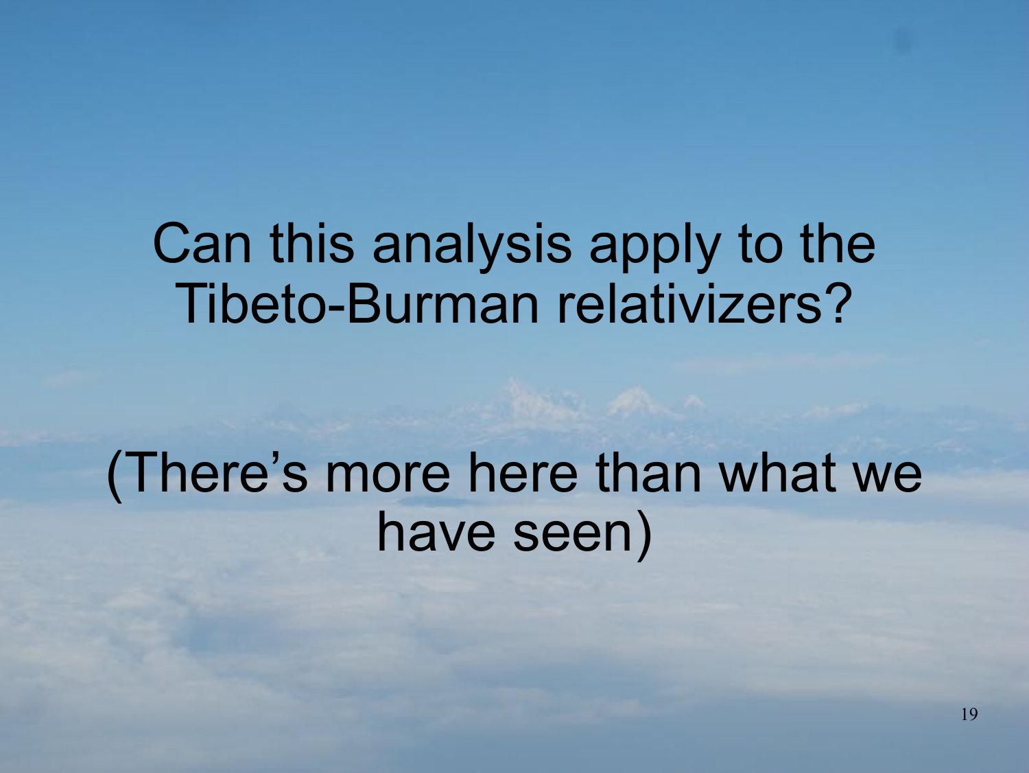Can this analysis apply to the Tibeto-Burman relativizers?

(There's more here than what we have seen)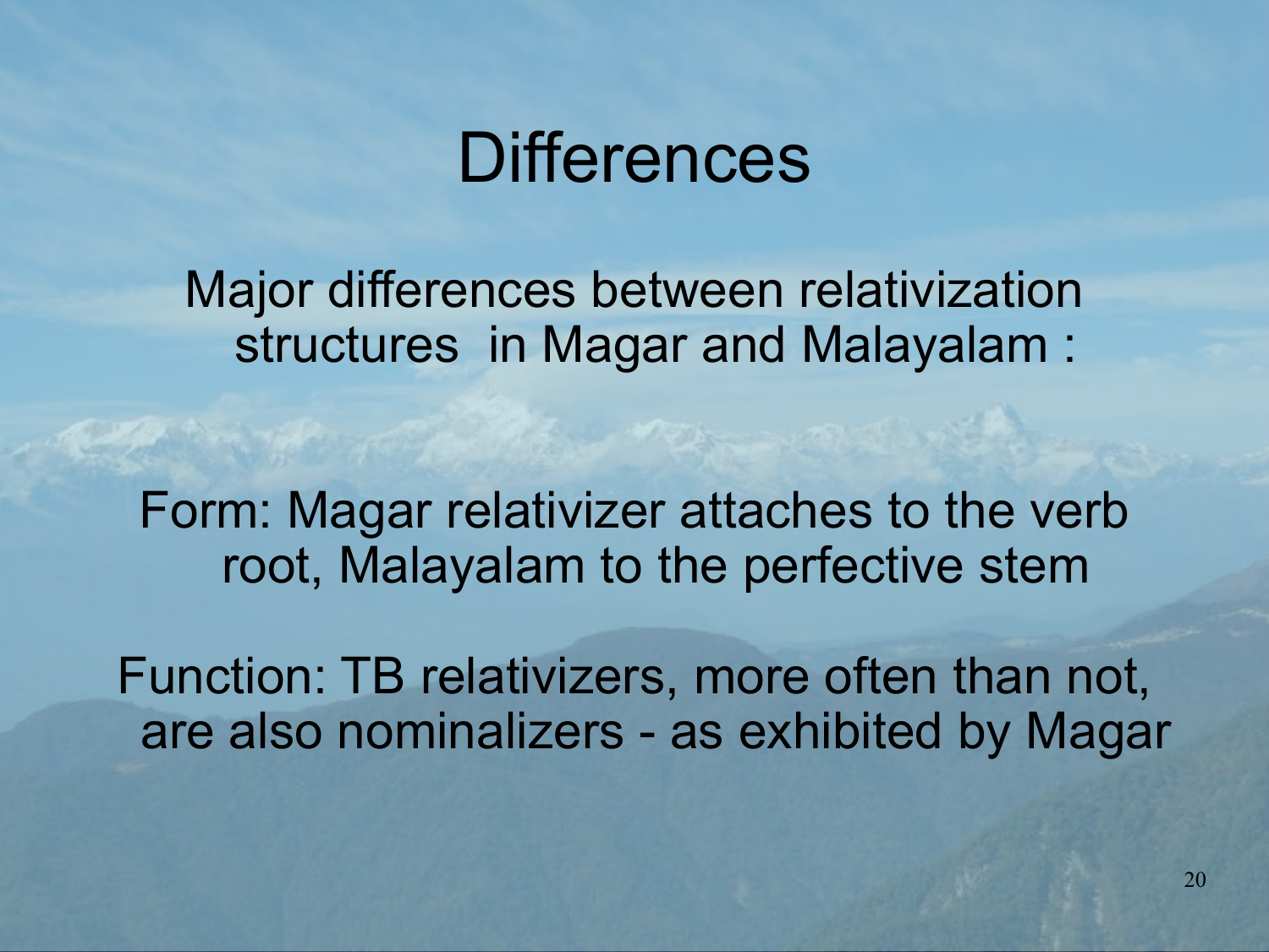# Differences

Major differences between relativization structures in Magar and Malayalam :

Form: Magar relativizer attaches to the verb root, Malayalam to the perfective stem

Function: TB relativizers, more often than not, are also nominalizers - as exhibited by Magar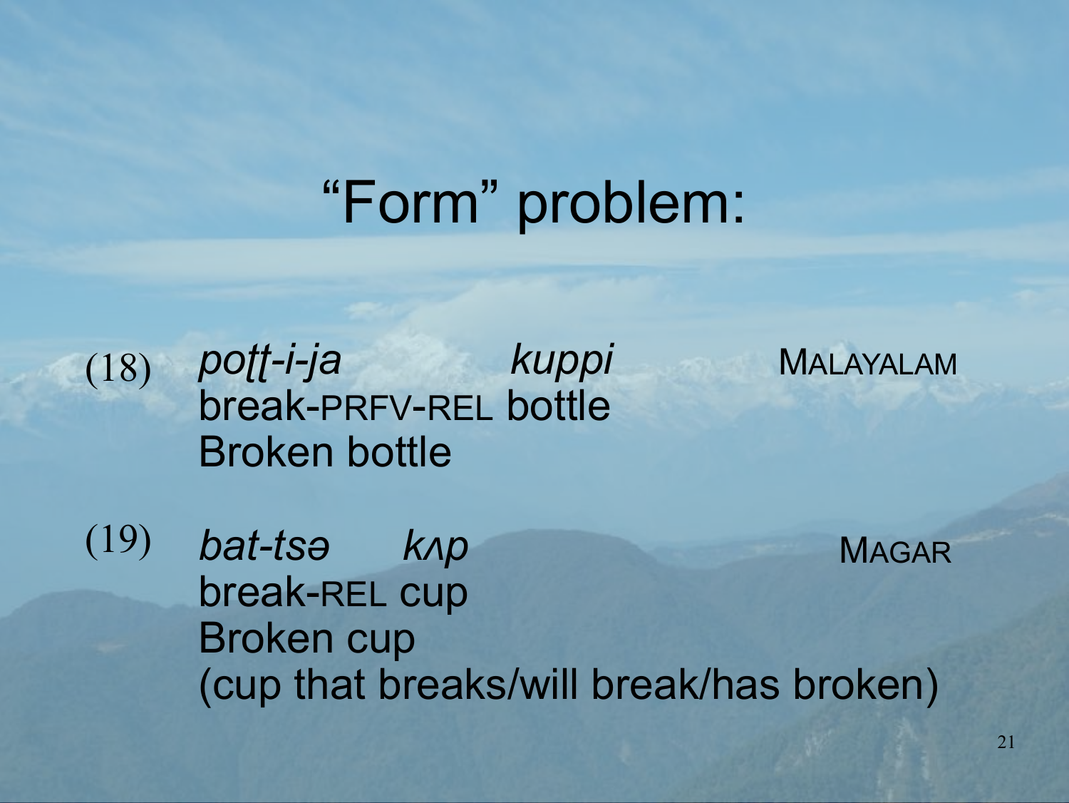# "Form" problem:

(18) *poṭṭ-i-ja kuppi* MALAYALAM
break-PRFV-REL bottle
Broken bottle

(19) *bat-tsə kʌp* MAGAR
break-REL cup
Broken cup
(cup that breaks/will break/has broken)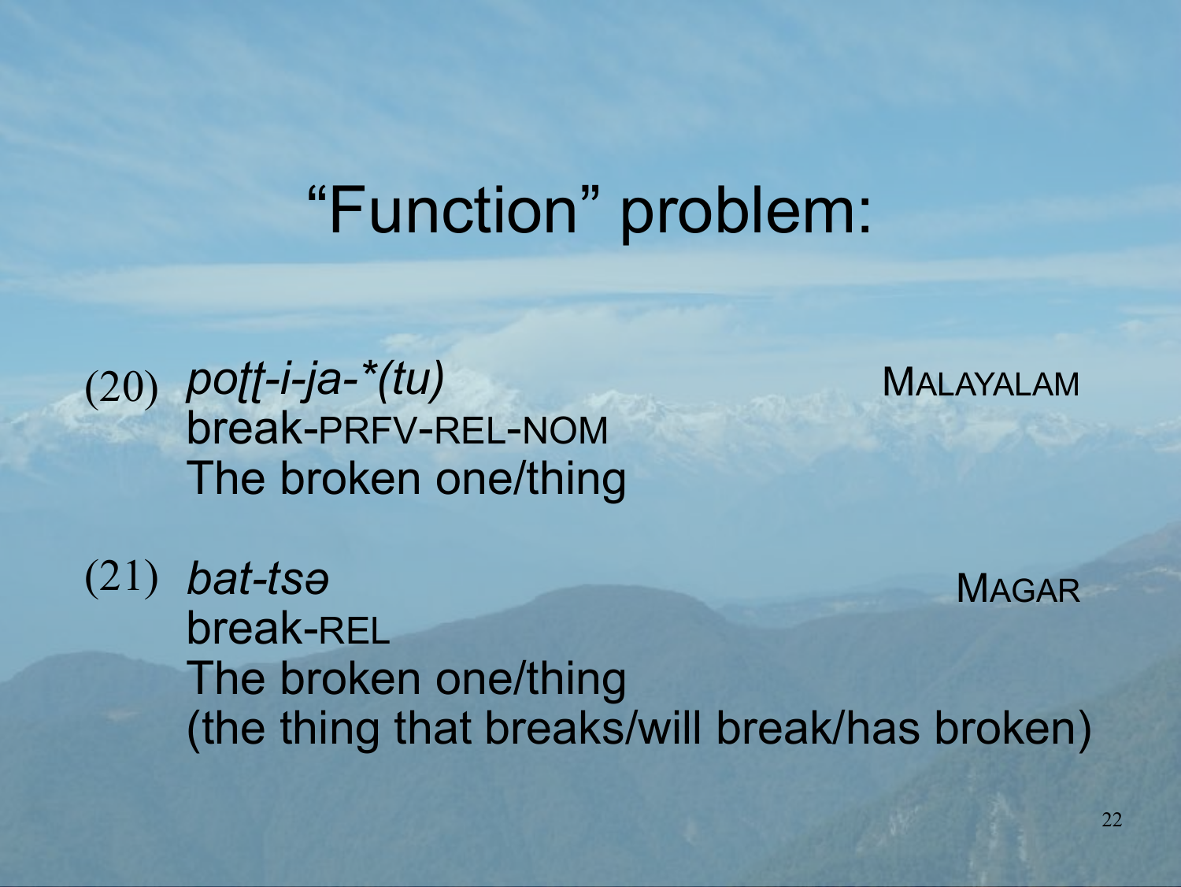# "Function" problem:

(20) *poṭṭ-i-ja-*(tu)* MALAYALAM
break-PRFV-REL-NOM
The broken one/thing

(21) *bat-tsə* MAGAR
break-REL
The broken one/thing
(the thing that breaks/will break/has broken)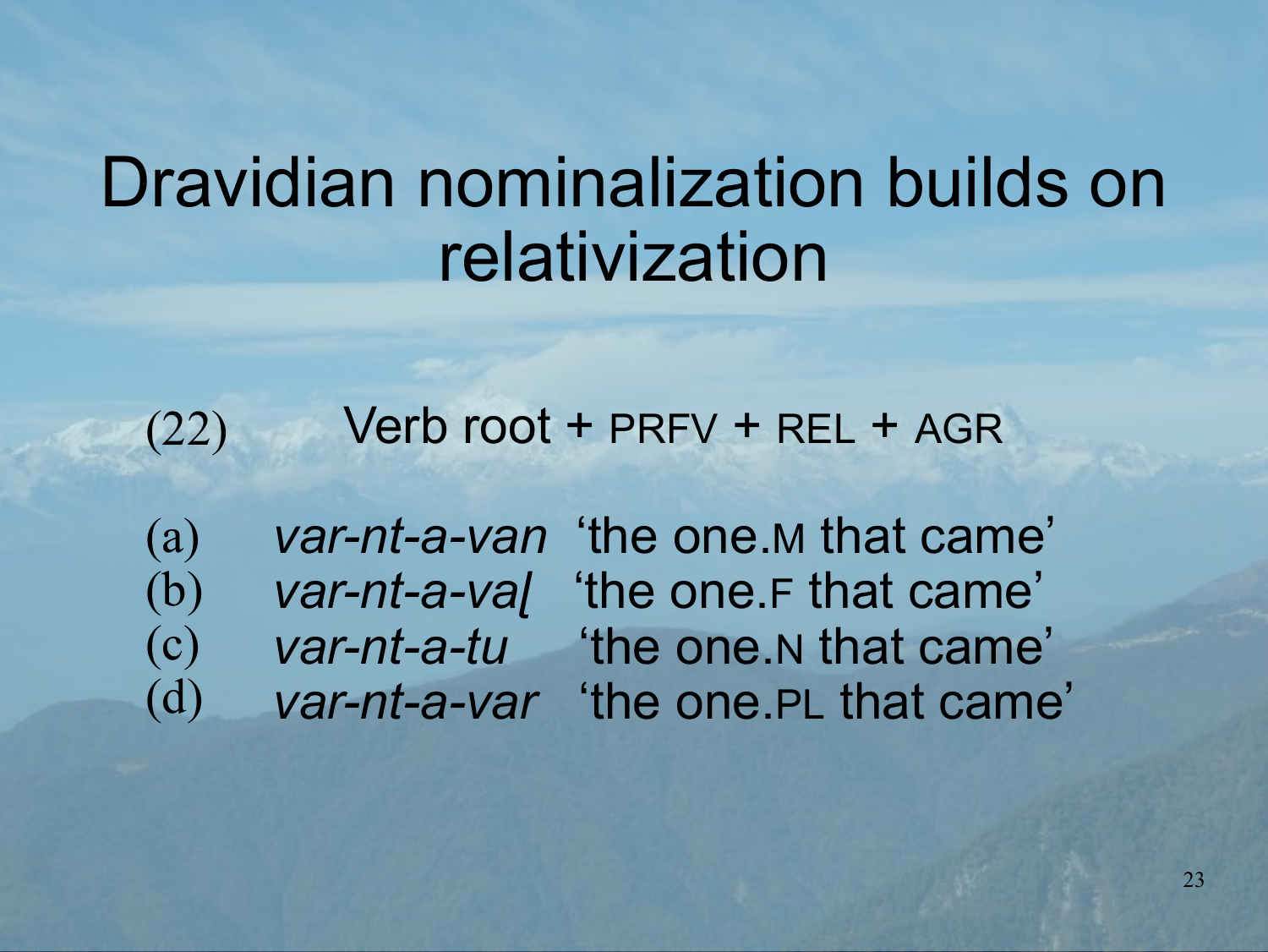# Dravidian nominalization builds on relativization

(22) Verb root + PRFV + REL + AGR

(a) *var-nt-a-van* ‘the one.M that came’
(b) *var-nt-a-vaḷ* ‘the one.F that came’
(c) *var-nt-a-tu* ‘the one.N that came’
(d) *var-nt-a-var* ‘the one.PL that came’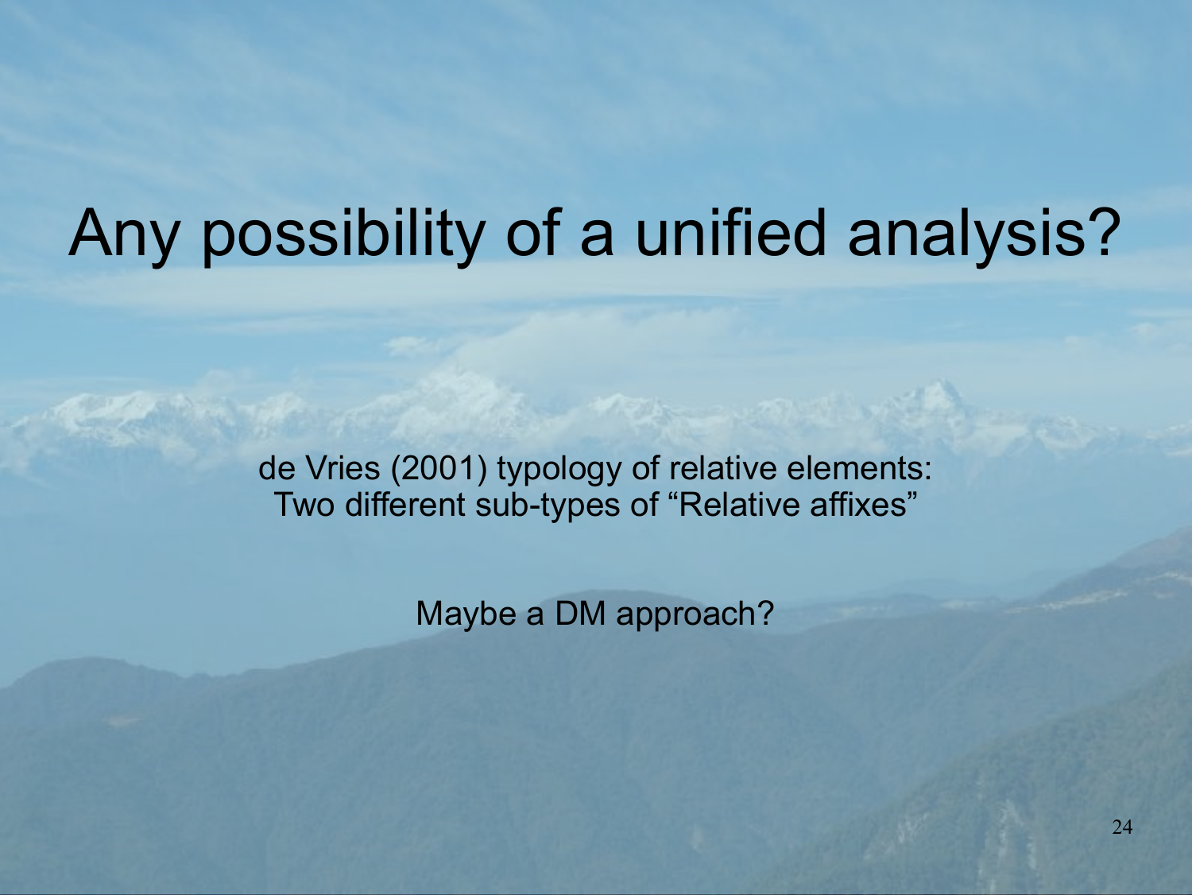# Any possibility of a unified analysis?

de Vries (2001) typology of relative elements:
Two different sub-types of “Relative affixes”

Maybe a DM approach?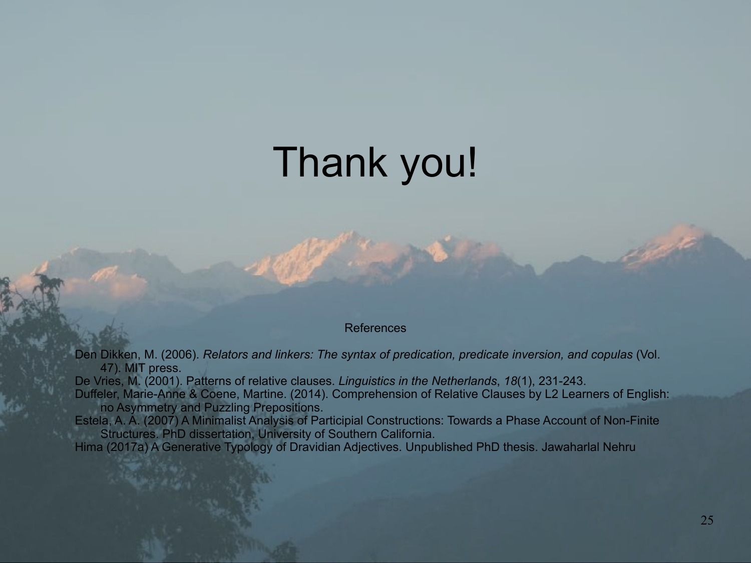# Thank you!

## References

Den Dikken, M. (2006). *Relators and linkers: The syntax of predication, predicate inversion, and copulas* (Vol. 47). MIT press.

De Vries, M. (2001). Patterns of relative clauses. *Linguistics in the Netherlands*, *18*(1), 231-243.

Duffeler, Marie-Anne & Coene, Martine. (2014). Comprehension of Relative Clauses by L2 Learners of English: no Asymmetry and Puzzling Prepositions.

Estela, A. A. (2007) A Minimalist Analysis of Participial Constructions: Towards a Phase Account of Non-Finite Structures. PhD dissertation, University of Southern California.

Hima (2017a) A Generative Typology of Dravidian Adjectives. Unpublished PhD thesis. Jawaharlal Nehru